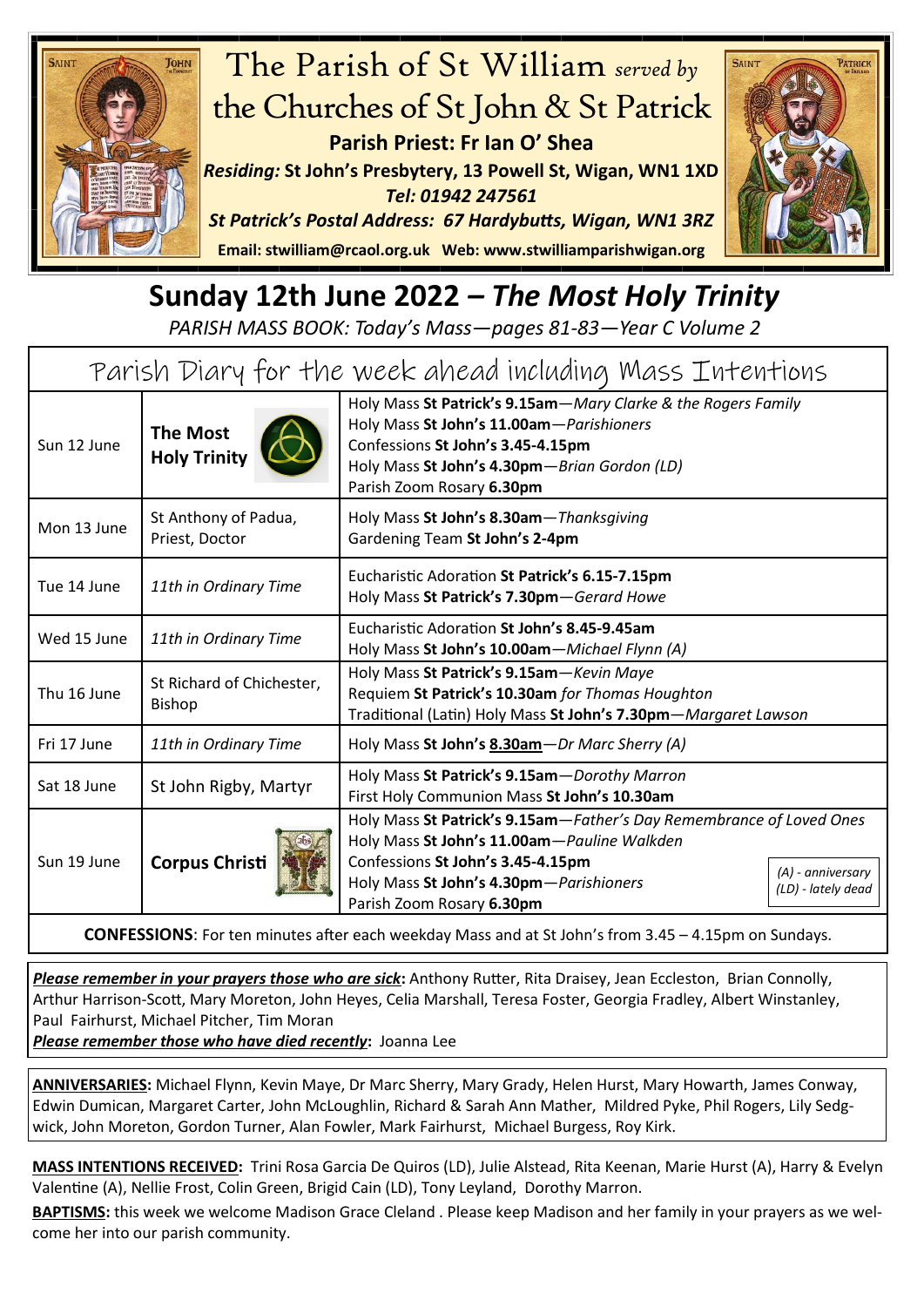# The Parish of St William *served by* the Churches of St John & St Patrick

**Parish Priest: Fr Ian O' Shea**

***Residing:* St John's Presbytery, 13 Powell St, Wigan, WN1 1XD**

***Tel: 01942 247561***

***St Patrick's Postal Address: 67 Hardybutts, Wigan, WN1 3RZ***

**Email: stwilliam@rcaol.org.uk Web: www.stwilliamparishwigan.org**

## Sunday 12th June 2022 – *The Most Holy Trinity*

*PARISH MASS BOOK: Today's Mass—pages 81-83—Year C Volume 2*

### Parish Diary for the week ahead including Mass Intentions

| Date | Feast | Events |
|---|---|---|
| Sun 12 June | **The Most Holy Trinity** | Holy Mass **St Patrick's 9.15am**—*Mary Clarke & the Rogers Family*<br>Holy Mass **St John's 11.00am**—*Parishioners*<br>Confessions **St John's 3.45-4.15pm**<br>Holy Mass **St John's 4.30pm**—*Brian Gordon (LD)*<br>Parish Zoom Rosary **6.30pm** |
| Mon 13 June | St Anthony of Padua, Priest, Doctor | Holy Mass **St John's 8.30am**—*Thanksgiving*<br>Gardening Team **St John's 2-4pm** |
| Tue 14 June | *11th in Ordinary Time* | Eucharistic Adoration **St Patrick's 6.15-7.15pm**<br>Holy Mass **St Patrick's 7.30pm**—*Gerard Howe* |
| Wed 15 June | *11th in Ordinary Time* | Eucharistic Adoration **St John's 8.45-9.45am**<br>Holy Mass **St John's 10.00am**—*Michael Flynn (A)* |
| Thu 16 June | St Richard of Chichester, Bishop | Holy Mass **St Patrick's 9.15am**—*Kevin Maye*<br>Requiem **St Patrick's 10.30am** *for Thomas Houghton*<br>Traditional (Latin) Holy Mass **St John's 7.30pm**—*Margaret Lawson* |
| Fri 17 June | *11th in Ordinary Time* | Holy Mass **St John's <u>8.30am</u>**—*Dr Marc Sherry (A)* |
| Sat 18 June | St John Rigby, Martyr | Holy Mass **St Patrick's 9.15am**—*Dorothy Marron*<br>First Holy Communion Mass **St John's 10.30am** |
| Sun 19 June | **Corpus Christi** | Holy Mass **St Patrick's 9.15am**—*Father's Day Remembrance of Loved Ones*<br>Holy Mass **St John's 11.00am**—*Pauline Walkden*<br>Confessions **St John's 3.45-4.15pm**<br>Holy Mass **St John's 4.30pm**—*Parishioners*<br>Parish Zoom Rosary **6.30pm** |

*(A) - anniversary*
*(LD) - lately dead*

**CONFESSIONS**: For ten minutes after each weekday Mass and at St John's from 3.45 – 4.15pm on Sundays.

***<u>Please remember in your prayers those who are sick</u>*:** Anthony Rutter, Rita Draisey, Jean Eccleston, Brian Connolly, Arthur Harrison-Scott, Mary Moreton, John Heyes, Celia Marshall, Teresa Foster, Georgia Fradley, Albert Winstanley, Paul Fairhurst, Michael Pitcher, Tim Moran

***<u>Please remember those who have died recently</u>*:** Joanna Lee

**<u>ANNIVERSARIES</u>:** Michael Flynn, Kevin Maye, Dr Marc Sherry, Mary Grady, Helen Hurst, Mary Howarth, James Conway, Edwin Dumican, Margaret Carter, John McLoughlin, Richard & Sarah Ann Mather, Mildred Pyke, Phil Rogers, Lily Sedgwick, John Moreton, Gordon Turner, Alan Fowler, Mark Fairhurst, Michael Burgess, Roy Kirk.

**<u>MASS INTENTIONS RECEIVED</u>:** Trini Rosa Garcia De Quiros (LD), Julie Alstead, Rita Keenan, Marie Hurst (A), Harry & Evelyn Valentine (A), Nellie Frost, Colin Green, Brigid Cain (LD), Tony Leyland, Dorothy Marron.

**<u>BAPTISMS</u>:** this week we welcome Madison Grace Cleland . Please keep Madison and her family in your prayers as we welcome her into our parish community.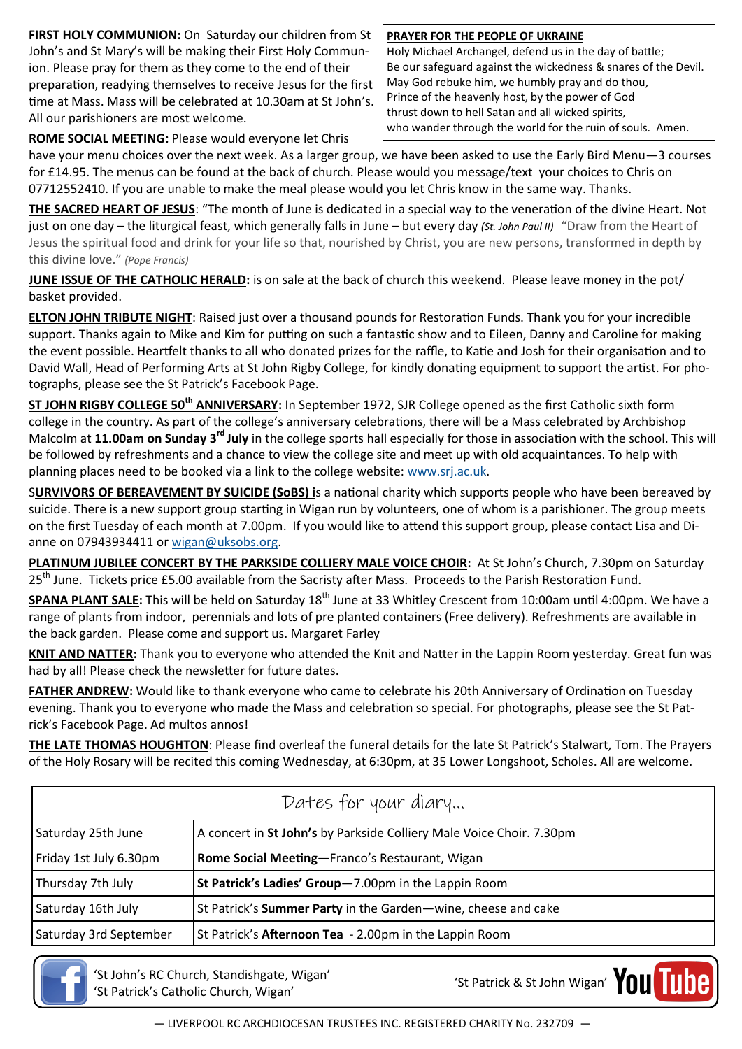**FIRST HOLY COMMUNION:** On Saturday our children from St John's and St Mary's will be making their First Holy Communion. Please pray for them as they come to the end of their preparation, readying themselves to receive Jesus for the first time at Mass. Mass will be celebrated at 10.30am at St John's. All our parishioners are most welcome.

**PRAYER FOR THE PEOPLE OF UKRAINE**

Holy Michael Archangel, defend us in the day of battle;
Be our safeguard against the wickedness & snares of the Devil.
May God rebuke him, we humbly pray and do thou,
Prince of the heavenly host, by the power of God
thrust down to hell Satan and all wicked spirits,
who wander through the world for the ruin of souls. Amen.

**ROME SOCIAL MEETING:** Please would everyone let Chris have your menu choices over the next week. As a larger group, we have been asked to use the Early Bird Menu—3 courses for £14.95. The menus can be found at the back of church. Please would you message/text your choices to Chris on 07712552410. If you are unable to make the meal please would you let Chris know in the same way. Thanks.

**THE SACRED HEART OF JESUS**: "The month of June is dedicated in a special way to the veneration of the divine Heart. Not just on one day – the liturgical feast, which generally falls in June – but every day *(St. John Paul II)* "Draw from the Heart of Jesus the spiritual food and drink for your life so that, nourished by Christ, you are new persons, transformed in depth by this divine love." *(Pope Francis)*

**JUNE ISSUE OF THE CATHOLIC HERALD:** is on sale at the back of church this weekend. Please leave money in the pot/basket provided.

**ELTON JOHN TRIBUTE NIGHT**: Raised just over a thousand pounds for Restoration Funds. Thank you for your incredible support. Thanks again to Mike and Kim for putting on such a fantastic show and to Eileen, Danny and Caroline for making the event possible. Heartfelt thanks to all who donated prizes for the raffle, to Katie and Josh for their organisation and to David Wall, Head of Performing Arts at St John Rigby College, for kindly donating equipment to support the artist. For photographs, please see the St Patrick's Facebook Page.

**ST JOHN RIGBY COLLEGE 50th ANNIVERSARY:** In September 1972, SJR College opened as the first Catholic sixth form college in the country. As part of the college's anniversary celebrations, there will be a Mass celebrated by Archbishop Malcolm at **11.00am on Sunday 3rd July** in the college sports hall especially for those in association with the school. This will be followed by refreshments and a chance to view the college site and meet up with old acquaintances. To help with planning places need to be booked via a link to the college website: www.srj.ac.uk.

**SURVIVORS OF BEREAVEMENT BY SUICIDE (SoBS) i**s a national charity which supports people who have been bereaved by suicide. There is a new support group starting in Wigan run by volunteers, one of whom is a parishioner. The group meets on the first Tuesday of each month at 7.00pm. If you would like to attend this support group, please contact Lisa and Dianne on 07943934411 or wigan@uksobs.org.

**PLATINUM JUBILEE CONCERT BY THE PARKSIDE COLLIERY MALE VOICE CHOIR:** At St John's Church, 7.30pm on Saturday 25th June. Tickets price £5.00 available from the Sacristy after Mass. Proceeds to the Parish Restoration Fund.

**SPANA PLANT SALE:** This will be held on Saturday 18th June at 33 Whitley Crescent from 10:00am until 4:00pm. We have a range of plants from indoor, perennials and lots of pre planted containers (Free delivery). Refreshments are available in the back garden. Please come and support us. Margaret Farley

**KNIT AND NATTER:** Thank you to everyone who attended the Knit and Natter in the Lappin Room yesterday. Great fun was had by all! Please check the newsletter for future dates.

**FATHER ANDREW:** Would like to thank everyone who came to celebrate his 20th Anniversary of Ordination on Tuesday evening. Thank you to everyone who made the Mass and celebration so special. For photographs, please see the St Patrick's Facebook Page. Ad multos annos!

**THE LATE THOMAS HOUGHTON**: Please find overleaf the funeral details for the late St Patrick's Stalwart, Tom. The Prayers of the Holy Rosary will be recited this coming Wednesday, at 6:30pm, at 35 Lower Longshoot, Scholes. All are welcome.

## Dates for your diary...

| | |
|---|---|
| Saturday 25th June | A concert in **St John's** by Parkside Colliery Male Voice Choir. 7.30pm |
| Friday 1st July 6.30pm | **Rome Social Meeting**—Franco's Restaurant, Wigan |
| Thursday 7th July | **St Patrick's Ladies' Group**—7.00pm in the Lappin Room |
| Saturday 16th July | St Patrick's **Summer Party** in the Garden—wine, cheese and cake |
| Saturday 3rd September | St Patrick's **Afternoon Tea** - 2.00pm in the Lappin Room |

'St John's RC Church, Standishgate, Wigan'
'St Patrick's Catholic Church, Wigan'

'St Patrick & St John Wigan'

— LIVERPOOL RC ARCHDIOCESAN TRUSTEES INC. REGISTERED CHARITY No. 232709 —